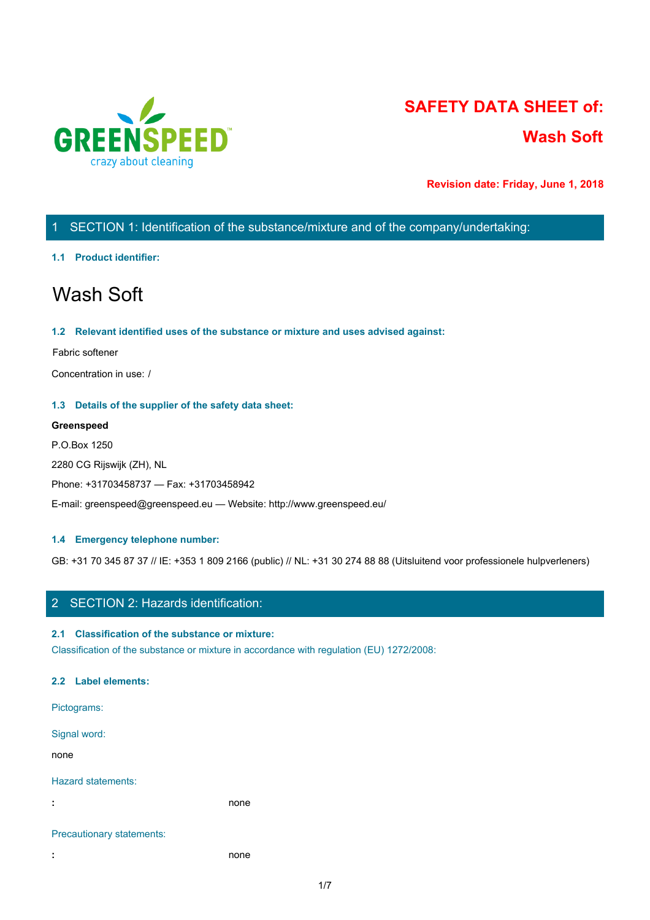# SAFETY DATA SHEET of:

# Wash Soft

**Revision date: Friday, June 1, 2018**

## 1 SECTION 1: Identification of the substance/mixture and of the company/undertaking:

### 1.1 Product identifier:

Wash Soft

### 1.2 Relevant identified uses of the substance or mixture and uses advised against:

Fabric softener

Concentration in use: /

### 1.3 Details of the supplier of the safety data sheet:

**Greenspeed**

P.O.Box 1250

2280 CG Rijswijk (ZH), NL

Phone: +31703458737 — Fax: +31703458942

E-mail: greenspeed@greenspeed.eu — Website: http://www.greenspeed.eu/

### 1.4 Emergency telephone number:

GB: +31 70 345 87 37 // IE: +353 1 809 2166 (public) // NL: +31 30 274 88 88 (Uitsluitend voor professionele hulpverleners)

## 2 SECTION 2: Hazards identification:

### 2.1 Classification of the substance or mixture:

Classification of the substance or mixture in accordance with regulation (EU) 1272/2008:

### 2.2 Label elements:

Pictograms:

Signal word:

none

Hazard statements:

: none

Precautionary statements:

: none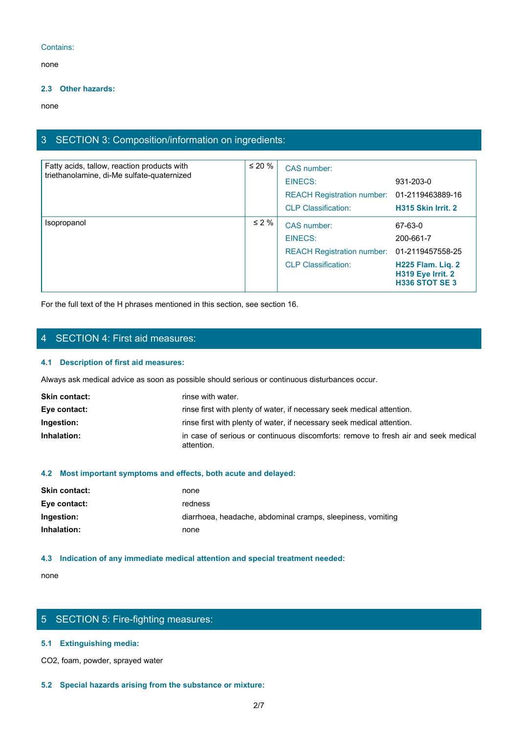Contains:

none

### 2.3 Other hazards:

none

## 3 SECTION 3: Composition/information on ingredients:

| Substance | Concentration | Identifiers | |
|---|---|---|---|
| Fatty acids, tallow, reaction products with triethanolamine, di-Me sulfate-quaternized | ≤ 20 % | CAS number: | |
| | | EINECS: | 931-203-0 |
| | | REACH Registration number: | 01-2119463889-16 |
| | | CLP Classification: | **H315 Skin Irrit. 2** |
| Isopropanol | ≤ 2 % | CAS number: | 67-63-0 |
| | | EINECS: | 200-661-7 |
| | | REACH Registration number: | 01-2119457558-25 |
| | | CLP Classification: | **H225 Flam. Liq. 2**<br>**H319 Eye Irrit. 2**<br>**H336 STOT SE 3** |

For the full text of the H phrases mentioned in this section, see section 16.

## 4 SECTION 4: First aid measures:

### 4.1 Description of first aid measures:

Always ask medical advice as soon as possible should serious or continuous disturbances occur.

**Skin contact:** rinse with water.

**Eye contact:** rinse first with plenty of water, if necessary seek medical attention.

**Ingestion:** rinse first with plenty of water, if necessary seek medical attention.

**Inhalation:** in case of serious or continuous discomforts: remove to fresh air and seek medical attention.

### 4.2 Most important symptoms and effects, both acute and delayed:

**Skin contact:** none

**Eye contact:** redness

**Ingestion:** diarrhoea, headache, abdominal cramps, sleepiness, vomiting

**Inhalation:** none

### 4.3 Indication of any immediate medical attention and special treatment needed:

none

## 5 SECTION 5: Fire-fighting measures:

### 5.1 Extinguishing media:

$CO_2$, foam, powder, sprayed water

### 5.2 Special hazards arising from the substance or mixture: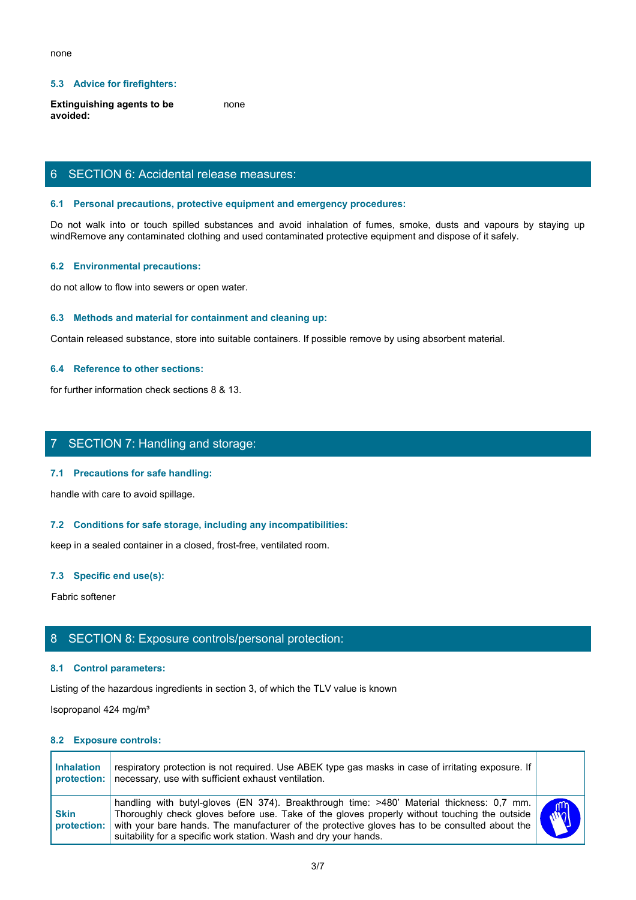none

### 5.3 Advice for firefighters:

**Extinguishing agents to be avoided:** none

## 6 SECTION 6: Accidental release measures:

### 6.1 Personal precautions, protective equipment and emergency procedures:

Do not walk into or touch spilled substances and avoid inhalation of fumes, smoke, dusts and vapours by staying up windRemove any contaminated clothing and used contaminated protective equipment and dispose of it safely.

### 6.2 Environmental precautions:

do not allow to flow into sewers or open water.

### 6.3 Methods and material for containment and cleaning up:

Contain released substance, store into suitable containers. If possible remove by using absorbent material.

### 6.4 Reference to other sections:

for further information check sections 8 & 13.

## 7 SECTION 7: Handling and storage:

### 7.1 Precautions for safe handling:

handle with care to avoid spillage.

### 7.2 Conditions for safe storage, including any incompatibilities:

keep in a sealed container in a closed, frost-free, ventilated room.

### 7.3 Specific end use(s):

Fabric softener

## 8 SECTION 8: Exposure controls/personal protection:

### 8.1 Control parameters:

Listing of the hazardous ingredients in section 3, of which the TLV value is known

Isopropanol 424 mg/m³

### 8.2 Exposure controls:

| | | |
|---|---|---|
| **Inhalation protection:** | respiratory protection is not required. Use ABEK type gas masks in case of irritating exposure. If necessary, use with sufficient exhaust ventilation. | |
| **Skin protection:** | handling with butyl-gloves (EN 374). Breakthrough time: >480' Material thickness: 0,7 mm. Thoroughly check gloves before use. Take of the gloves properly without touching the outside with your bare hands. The manufacturer of the protective gloves has to be consulted about the suitability for a specific work station. Wash and dry your hands. | |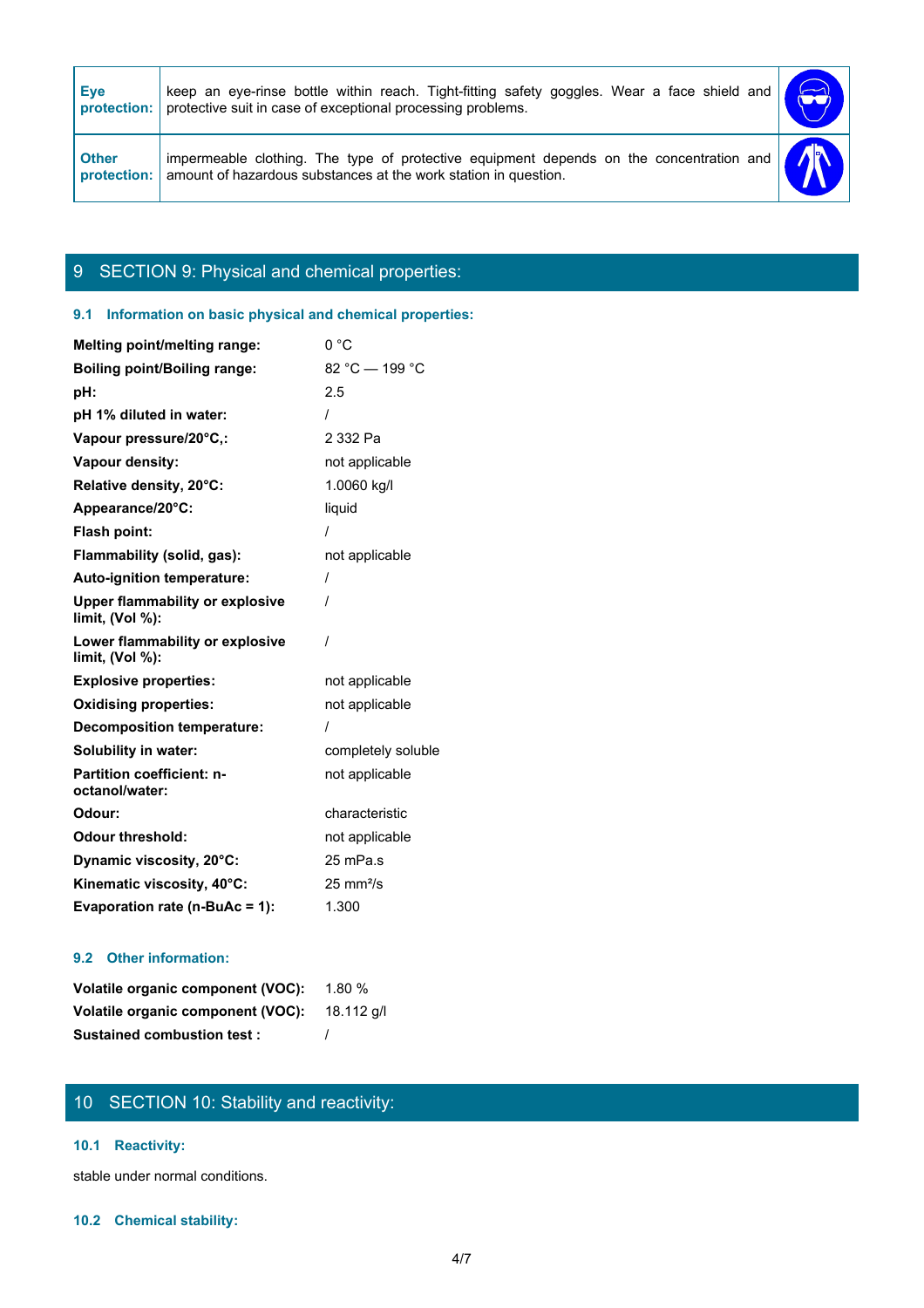| | | |
|---|---|---|
| **Eye protection:** | keep an eye-rinse bottle within reach. Tight-fitting safety goggles. Wear a face shield and protective suit in case of exceptional processing problems. | |
| **Other protection:** | impermeable clothing. The type of protective equipment depends on the concentration and amount of hazardous substances at the work station in question. | |

## 9 SECTION 9: Physical and chemical properties:

### 9.1 Information on basic physical and chemical properties:

| | |
|---|---|
| **Melting point/melting range:** | 0 °C |
| **Boiling point/Boiling range:** | 82 °C — 199 °C |
| **pH:** | 2.5 |
| **pH 1% diluted in water:** | / |
| **Vapour pressure/20°C,:** | 2 332 Pa |
| **Vapour density:** | not applicable |
| **Relative density, 20°C:** | 1.0060 kg/l |
| **Appearance/20°C:** | liquid |
| **Flash point:** | / |
| **Flammability (solid, gas):** | not applicable |
| **Auto-ignition temperature:** | / |
| **Upper flammability or explosive limit, (Vol %):** | / |
| **Lower flammability or explosive limit, (Vol %):** | / |
| **Explosive properties:** | not applicable |
| **Oxidising properties:** | not applicable |
| **Decomposition temperature:** | / |
| **Solubility in water:** | completely soluble |
| **Partition coefficient: n-octanol/water:** | not applicable |
| **Odour:** | characteristic |
| **Odour threshold:** | not applicable |
| **Dynamic viscosity, 20°C:** | 25 mPa.s |
| **Kinematic viscosity, 40°C:** | 25 mm²/s |
| **Evaporation rate (n-BuAc = 1):** | 1.300 |

### 9.2 Other information:

| | |
|---|---|
| **Volatile organic component (VOC):** | 1.80 % |
| **Volatile organic component (VOC):** | 18.112 g/l |
| **Sustained combustion test :** | / |

## 10 SECTION 10: Stability and reactivity:

### 10.1 Reactivity:

stable under normal conditions.

### 10.2 Chemical stability: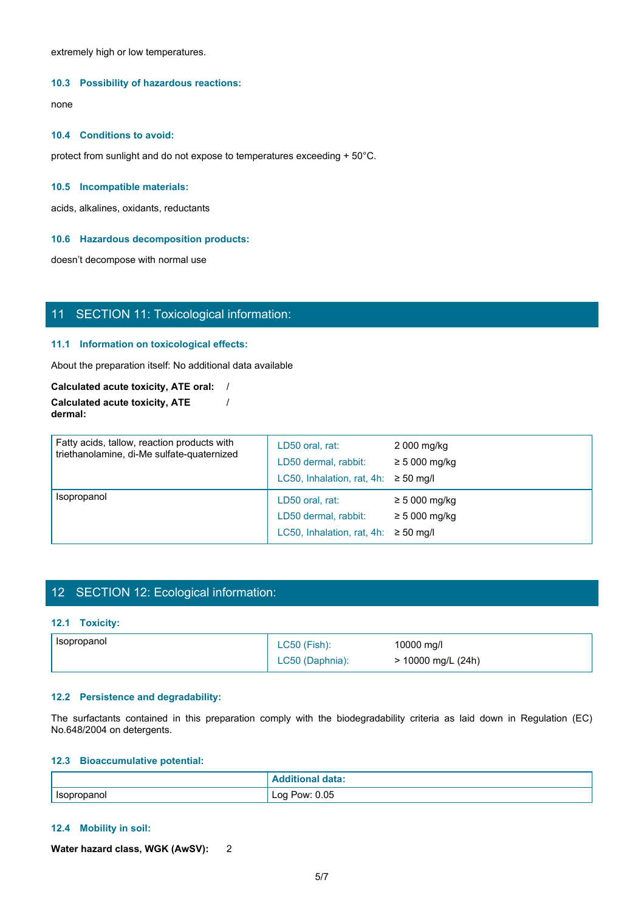extremely high or low temperatures.

### 10.3 Possibility of hazardous reactions:

none

### 10.4 Conditions to avoid:

protect from sunlight and do not expose to temperatures exceeding + 50°C.

### 10.5 Incompatible materials:

acids, alkalines, oxidants, reductants

### 10.6 Hazardous decomposition products:

doesn't decompose with normal use

## 11 SECTION 11: Toxicological information:

### 11.1 Information on toxicological effects:

About the preparation itself: No additional data available

**Calculated acute toxicity, ATE oral:** /

**Calculated acute toxicity, ATE dermal:** /

| Substance | Test | Value |
|---|---|---|
| Fatty acids, tallow, reaction products with triethanolamine, di-Me sulfate-quaternized | LD50 oral, rat: | 2 000 mg/kg |
| | LD50 dermal, rabbit: | ≥ 5 000 mg/kg |
| | LC50, Inhalation, rat, 4h: | ≥ 50 mg/l |
| Isopropanol | LD50 oral, rat: | ≥ 5 000 mg/kg |
| | LD50 dermal, rabbit: | ≥ 5 000 mg/kg |
| | LC50, Inhalation, rat, 4h: | ≥ 50 mg/l |

## 12 SECTION 12: Ecological information:

### 12.1 Toxicity:

| Substance | Test | Value |
|---|---|---|
| Isopropanol | LC50 (Fish): | 10000 mg/l |
| | LC50 (Daphnia): | > 10000 mg/L (24h) |

### 12.2 Persistence and degradability:

The surfactants contained in this preparation comply with the biodegradability criteria as laid down in Regulation (EC) No.648/2004 on detergents.

### 12.3 Bioaccumulative potential:

| | Additional data: |
|---|---|
| Isopropanol | Log Pow: 0.05 |

### 12.4 Mobility in soil:

**Water hazard class, WGK (AwSV):** 2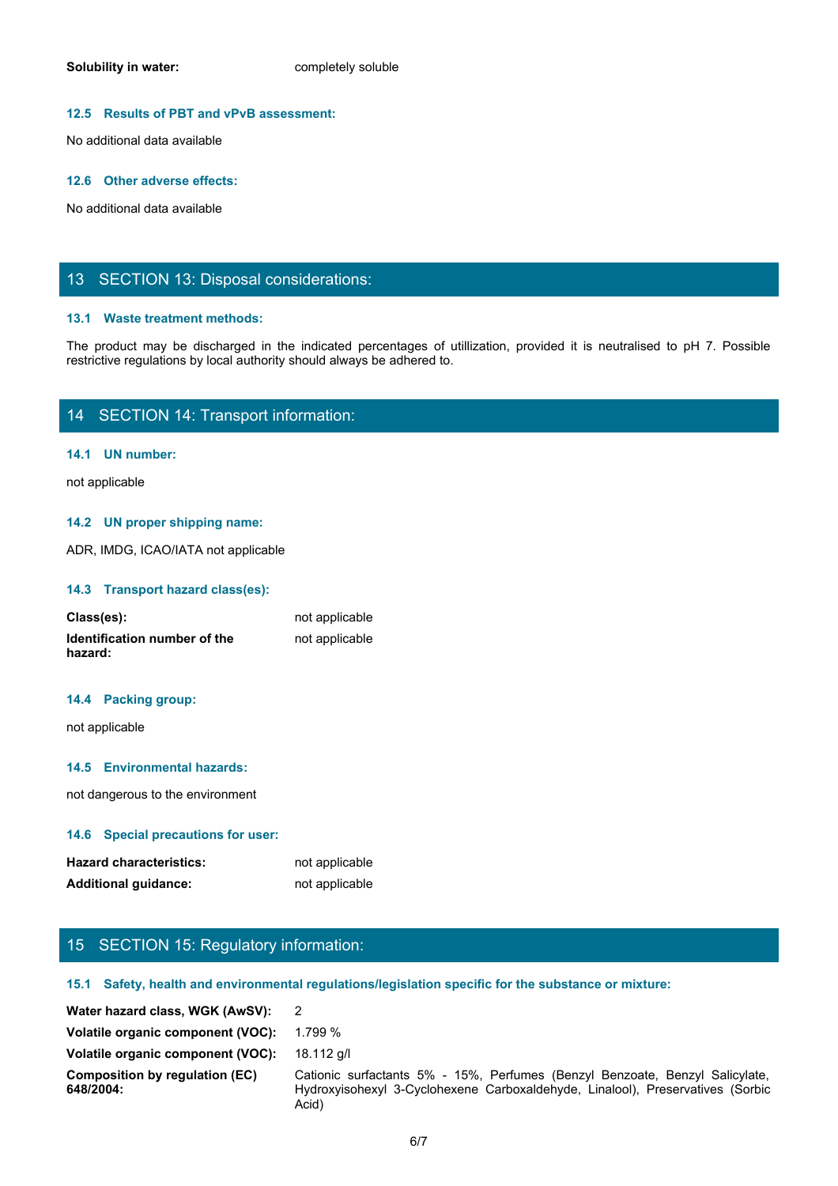**Solubility in water:** completely soluble

### 12.5 Results of PBT and vPvB assessment:

No additional data available

### 12.6 Other adverse effects:

No additional data available

## 13 SECTION 13: Disposal considerations:

### 13.1 Waste treatment methods:

The product may be discharged in the indicated percentages of utillization, provided it is neutralised to pH 7. Possible restrictive regulations by local authority should always be adhered to.

## 14 SECTION 14: Transport information:

### 14.1 UN number:

not applicable

### 14.2 UN proper shipping name:

ADR, IMDG, ICAO/IATA not applicable

### 14.3 Transport hazard class(es):

**Class(es):** not applicable

**Identification number of the hazard:** not applicable

### 14.4 Packing group:

not applicable

### 14.5 Environmental hazards:

not dangerous to the environment

### 14.6 Special precautions for user:

**Hazard characteristics:** not applicable

**Additional guidance:** not applicable

## 15 SECTION 15: Regulatory information:

### 15.1 Safety, health and environmental regulations/legislation specific for the substance or mixture:

**Water hazard class, WGK (AwSV):** 2

**Volatile organic component (VOC):** 1.799 %

**Volatile organic component (VOC):** 18.112 g/l

**Composition by regulation (EC) 648/2004:** Cationic surfactants 5% - 15%, Perfumes (Benzyl Benzoate, Benzyl Salicylate, Hydroxyisohexyl 3-Cyclohexene Carboxaldehyde, Linalool), Preservatives (Sorbic Acid)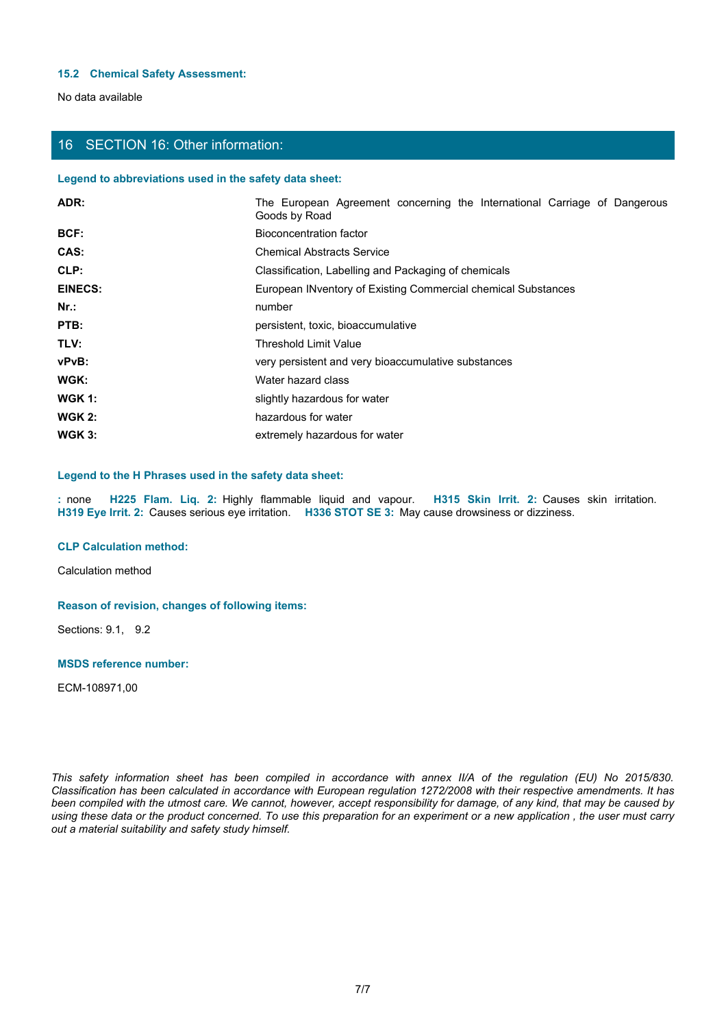### 15.2 Chemical Safety Assessment:

No data available

## 16 SECTION 16: Other information:

**Legend to abbreviations used in the safety data sheet:**

| | |
|---|---|
| **ADR:** | The European Agreement concerning the International Carriage of Dangerous Goods by Road |
| **BCF:** | Bioconcentration factor |
| **CAS:** | Chemical Abstracts Service |
| **CLP:** | Classification, Labelling and Packaging of chemicals |
| **EINECS:** | European INventory of Existing Commercial chemical Substances |
| **Nr.:** | number |
| **PTB:** | persistent, toxic, bioaccumulative |
| **TLV:** | Threshold Limit Value |
| **vPvB:** | very persistent and very bioaccumulative substances |
| **WGK:** | Water hazard class |
| **WGK 1:** | slightly hazardous for water |
| **WGK 2:** | hazardous for water |
| **WGK 3:** | extremely hazardous for water |

**Legend to the H Phrases used in the safety data sheet:**

**:** none **H225 Flam. Liq. 2:** Highly flammable liquid and vapour. **H315 Skin Irrit. 2:** Causes skin irritation. **H319 Eye Irrit. 2:** Causes serious eye irritation. **H336 STOT SE 3:** May cause drowsiness or dizziness.

**CLP Calculation method:**

Calculation method

**Reason of revision, changes of following items:**

Sections: 9.1, 9.2

**MSDS reference number:**

ECM-108971,00

*This safety information sheet has been compiled in accordance with annex II/A of the regulation (EU) No 2015/830. Classification has been calculated in accordance with European regulation 1272/2008 with their respective amendments. It has been compiled with the utmost care. We cannot, however, accept responsibility for damage, of any kind, that may be caused by using these data or the product concerned. To use this preparation for an experiment or a new application , the user must carry out a material suitability and safety study himself.*